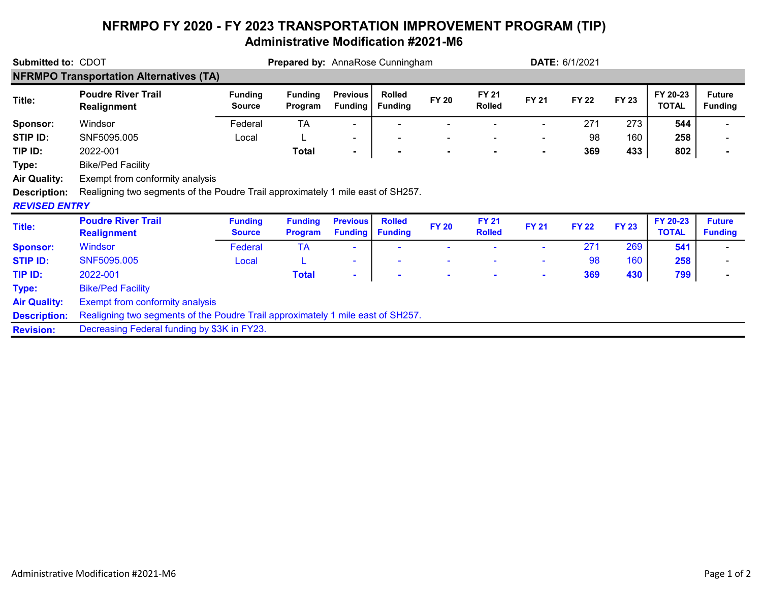# NFRMPO FY 2020 - FY 2023 TRANSPORTATION IMPROVEMENT PROGRAM (TIP)

## Administrative Modification #2021-M6

**Submitted to:** CDOT **Prepared by:** AnnaRose Cunningham **DATE:** 6/1/2021

### NFRMPO Transportation Alternatives (TA)

| Title: | Poudre River Trail Realignment | Funding Source | Funding Program | Previous Funding | Rolled Funding | FY 20 | FY 21 Rolled | FY 21 | FY 22 | FY 23 | FY 20-23 TOTAL | Future Funding |
|---|---|---|---|---|---|---|---|---|---|---|---|---|
| **Sponsor:** | Windsor | Federal | TA | - | - | - | - | - | 271 | 273 | **544** | - |
| **STIP ID:** | SNF5095.005 | Local | L | - | - | - | - | - | 98 | 160 | **258** | - |
| **TIP ID:** | 2022-001 | | **Total** | **-** | **-** | **-** | **-** | **-** | **369** | **433** | **802** | **-** |

**Type:** Bike/Ped Facility

**Air Quality:** Exempt from conformity analysis

**Description:** Realigning two segments of the Poudre Trail approximately 1 mile east of SH257.

***REVISED ENTRY***

| Title: | Poudre River Trail Realignment | Funding Source | Funding Program | Previous Funding | Rolled Funding | FY 20 | FY 21 Rolled | FY 21 | FY 22 | FY 23 | FY 20-23 TOTAL | Future Funding |
|---|---|---|---|---|---|---|---|---|---|---|---|---|
| **Sponsor:** | Windsor | Federal | TA | - | - | - | - | - | 271 | 269 | **541** | - |
| **STIP ID:** | SNF5095.005 | Local | L | - | - | - | - | - | 98 | 160 | **258** | - |
| **TIP ID:** | 2022-001 | | **Total** | **-** | **-** | **-** | **-** | **-** | **369** | **430** | **799** | **-** |

**Type:** Bike/Ped Facility

**Air Quality:** Exempt from conformity analysis

**Description:** Realigning two segments of the Poudre Trail approximately 1 mile east of SH257.

**Revision:** Decreasing Federal funding by $3K in FY23.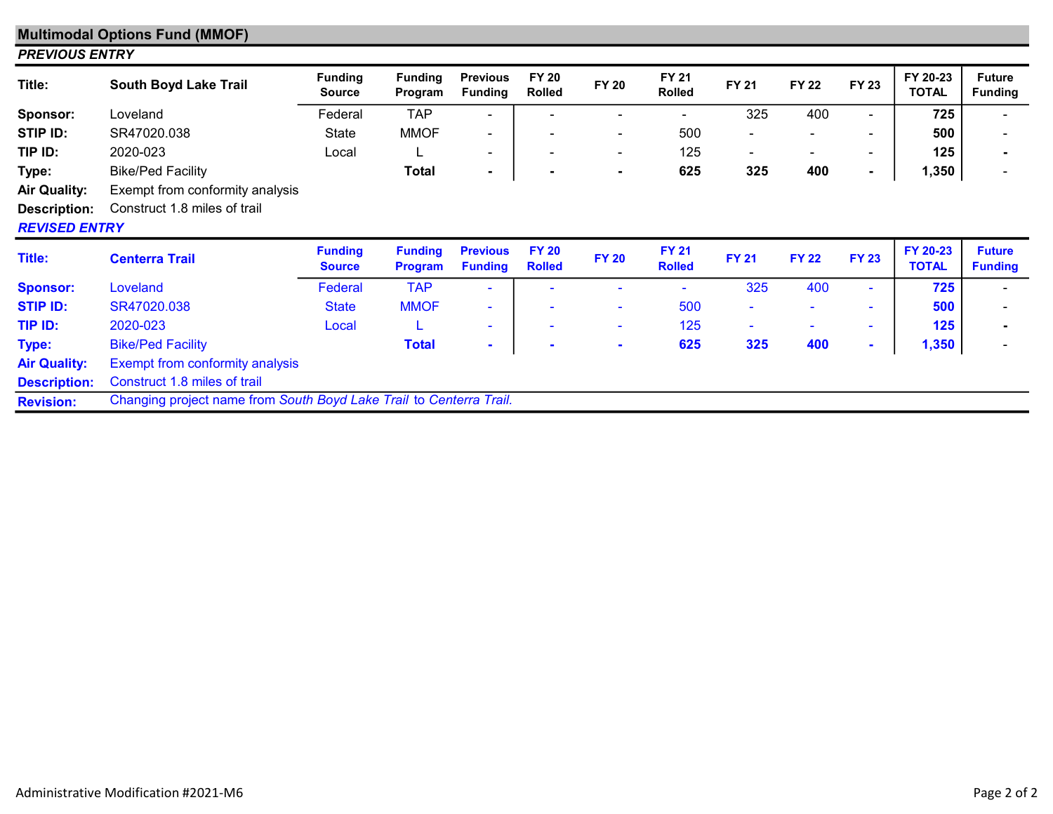## Multimodal Options Fund (MMOF)

***PREVIOUS ENTRY***

| Title: | South Boyd Lake Trail | Funding Source | Funding Program | Previous Funding | FY 20 Rolled | FY 20 | FY 21 Rolled | FY 21 | FY 22 | FY 23 | FY 20-23 TOTAL | Future Funding |
|---|---|---|---|---|---|---|---|---|---|---|---|---|
| **Sponsor:** | Loveland | Federal | TAP | - | - | - | - | 325 | 400 | - | **725** | - |
| **STIP ID:** | SR47020.038 | State | MMOF | - | - | - | 500 | - | - | - | **500** | - |
| **TIP ID:** | 2020-023 | Local | L | - | - | - | 125 | - | - | - | **125** | **-** |
| **Type:** | Bike/Ped Facility | | **Total** | **-** | **-** | **-** | **625** | **325** | **400** | **-** | **1,350** | - |
| **Air Quality:** | Exempt from conformity analysis | | | | | | | | | | | |
| **Description:** | Construct 1.8 miles of trail | | | | | | | | | | | |

***REVISED ENTRY***

| Title: | Centerra Trail | Funding Source | Funding Program | Previous Funding | FY 20 Rolled | FY 20 | FY 21 Rolled | FY 21 | FY 22 | FY 23 | FY 20-23 TOTAL | Future Funding |
|---|---|---|---|---|---|---|---|---|---|---|---|---|
| **Sponsor:** | Loveland | Federal | TAP | - | - | - | - | 325 | 400 | - | **725** | - |
| **STIP ID:** | SR47020.038 | State | MMOF | - | - | - | 500 | - | - | - | **500** | - |
| **TIP ID:** | 2020-023 | Local | L | - | - | - | 125 | - | - | - | **125** | **-** |
| **Type:** | Bike/Ped Facility | | **Total** | **-** | **-** | **-** | **625** | **325** | **400** | **-** | **1,350** | - |
| **Air Quality:** | Exempt from conformity analysis | | | | | | | | | | | |
| **Description:** | Construct 1.8 miles of trail | | | | | | | | | | | |
| **Revision:** | Changing project name from *South Boyd Lake Trail* to *Centerra Trail.* | | | | | | | | | | | |

Administrative Modification #2021-M6